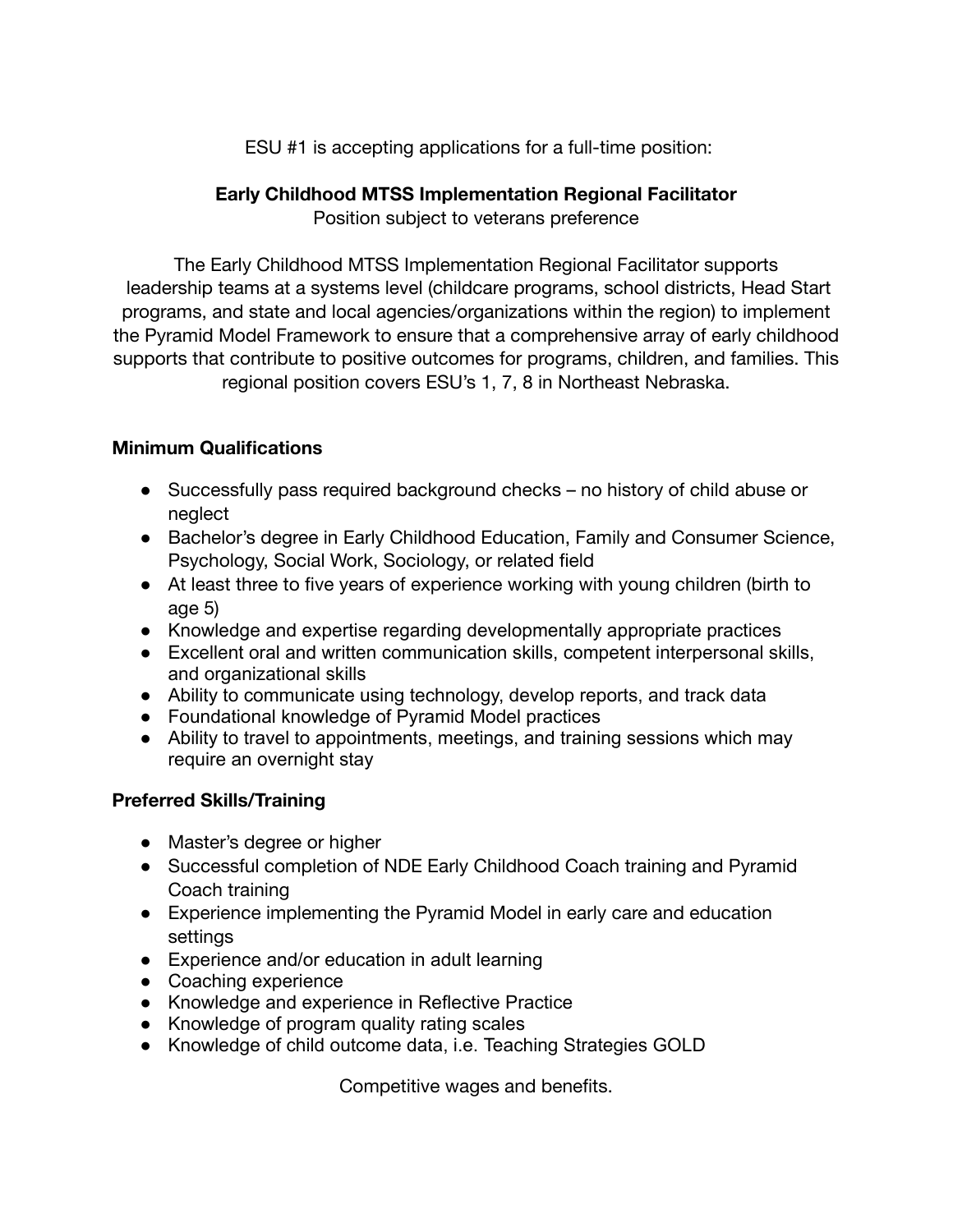ESU #1 is accepting applications for a full-time position:

**Early Childhood MTSS Implementation Regional Facilitator**

Position subject to veterans preference

The Early Childhood MTSS Implementation Regional Facilitator supports leadership teams at a systems level (childcare programs, school districts, Head Start programs, and state and local agencies/organizations within the region) to implement the Pyramid Model Framework to ensure that a comprehensive array of early childhood supports that contribute to positive outcomes for programs, children, and families. This regional position covers ESU's 1, 7, 8 in Northeast Nebraska.

### Minimum Qualifications

- Successfully pass required background checks – no history of child abuse or neglect
- Bachelor's degree in Early Childhood Education, Family and Consumer Science, Psychology, Social Work, Sociology, or related field
- At least three to five years of experience working with young children (birth to age 5)
- Knowledge and expertise regarding developmentally appropriate practices
- Excellent oral and written communication skills, competent interpersonal skills, and organizational skills
- Ability to communicate using technology, develop reports, and track data
- Foundational knowledge of Pyramid Model practices
- Ability to travel to appointments, meetings, and training sessions which may require an overnight stay

### Preferred Skills/Training

- Master's degree or higher
- Successful completion of NDE Early Childhood Coach training and Pyramid Coach training
- Experience implementing the Pyramid Model in early care and education settings
- Experience and/or education in adult learning
- Coaching experience
- Knowledge and experience in Reflective Practice
- Knowledge of program quality rating scales
- Knowledge of child outcome data, i.e. Teaching Strategies GOLD

Competitive wages and benefits.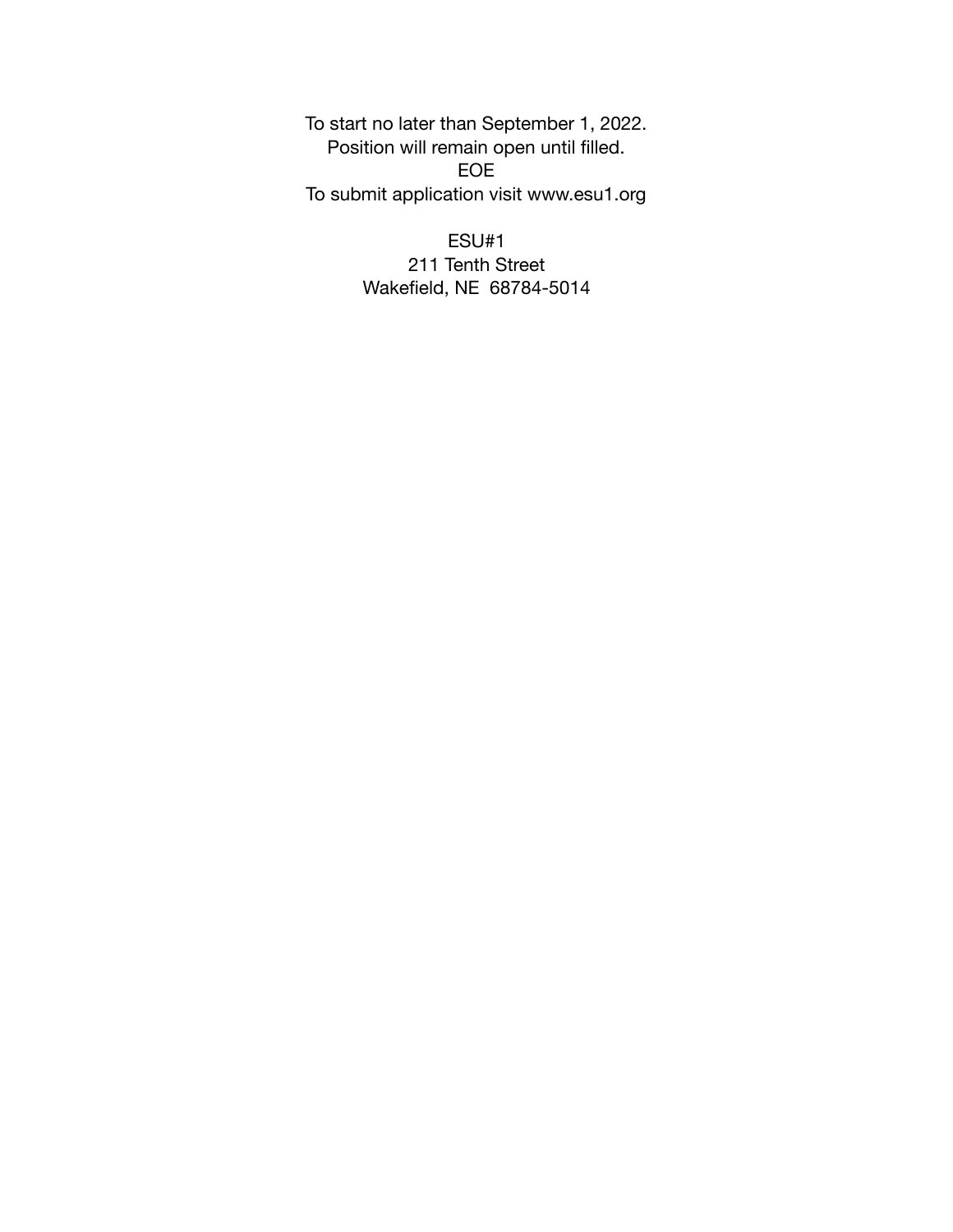To start no later than September 1, 2022.
Position will remain open until filled.
EOE
To submit application visit www.esu1.org

ESU#1
211 Tenth Street
Wakefield, NE  68784-5014